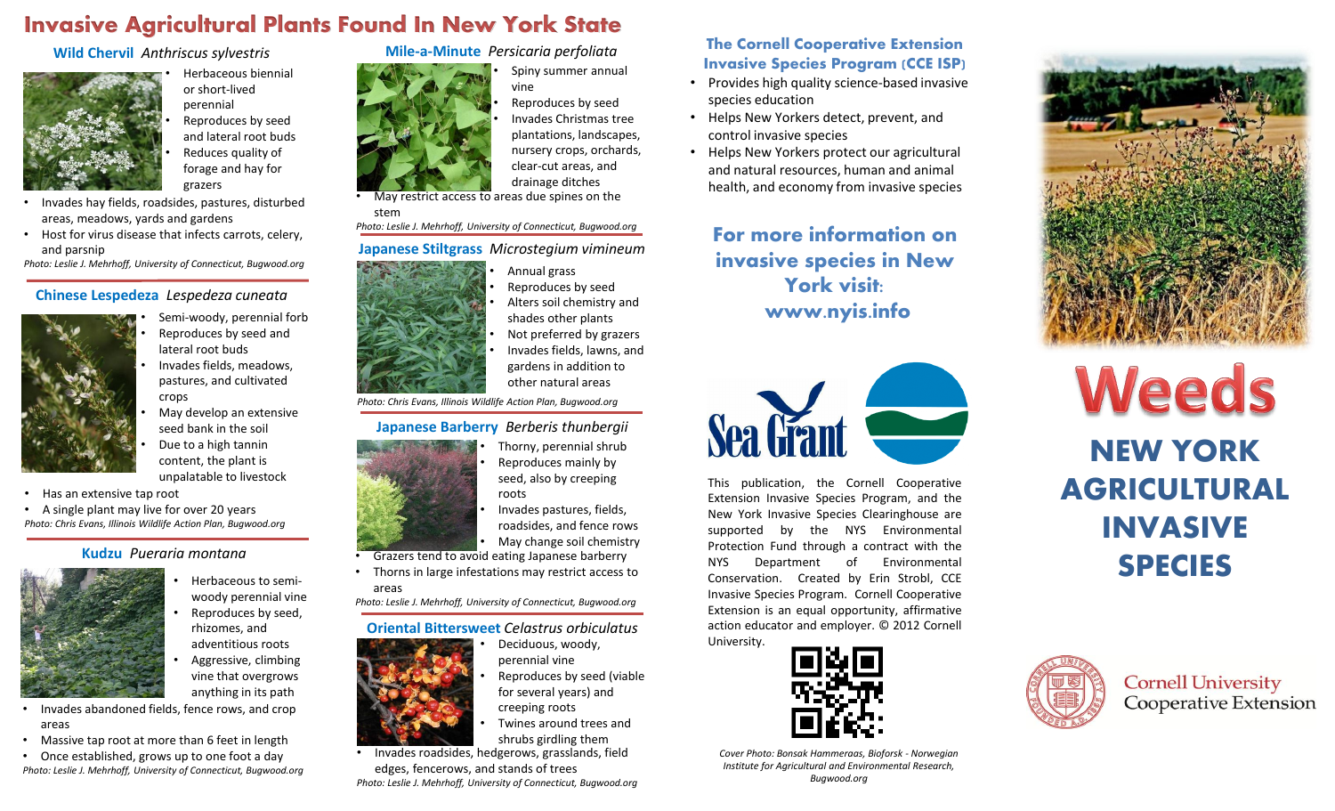# Invasive Agricultural Plants Found In New York State

## Wild Chervil *Anthriscus sylvestris*

- Herbaceous biennial or short-lived perennial
- Reproduces by seed and lateral root buds
- Reduces quality of forage and hay for grazers
- Invades hay fields, roadsides, pastures, disturbed areas, meadows, yards and gardens
- Host for virus disease that infects carrots, celery, and parsnip

*Photo: Leslie J. Mehrhoff, University of Connecticut, Bugwood.org*

## Chinese Lespedeza *Lespedeza cuneata*

- Semi-woody, perennial forb
- Reproduces by seed and lateral root buds
- Invades fields, meadows, pastures, and cultivated crops
- May develop an extensive seed bank in the soil
- Due to a high tannin content, the plant is unpalatable to livestock
- Has an extensive tap root
- A single plant may live for over 20 years

*Photo: Chris Evans, Illinois Wildlife Action Plan, Bugwood.org*

## Kudzu *Pueraria montana*

- Herbaceous to semi-woody perennial vine
- Reproduces by seed, rhizomes, and adventitious roots
- Aggressive, climbing vine that overgrows anything in its path
- Invades abandoned fields, fence rows, and crop areas
- Massive tap root at more than 6 feet in length
- Once established, grows up to one foot a day

*Photo: Leslie J. Mehrhoff, University of Connecticut, Bugwood.org*

## Mile-a-Minute *Persicaria perfoliata*

- Spiny summer annual vine
- Reproduces by seed
- Invades Christmas tree plantations, landscapes, nursery crops, orchards, clear-cut areas, and drainage ditches
- May restrict access to areas due spines on the stem

*Photo: Leslie J. Mehrhoff, University of Connecticut, Bugwood.org*

## Japanese Stiltgrass *Microstegium vimineum*

- Annual grass
- Reproduces by seed
- Alters soil chemistry and shades other plants
- Not preferred by grazers
- Invades fields, lawns, and gardens in addition to other natural areas

*Photo: Chris Evans, Illinois Wildlife Action Plan, Bugwood.org*

## Japanese Barberry *Berberis thunbergii*

- Thorny, perennial shrub
- Reproduces mainly by seed, also by creeping roots
- Invades pastures, fields, roadsides, and fence rows
- May change soil chemistry
- Grazers tend to avoid eating Japanese barberry
- Thorns in large infestations may restrict access to areas

*Photo: Leslie J. Mehrhoff, University of Connecticut, Bugwood.org*

## Oriental Bittersweet *Celastrus orbiculatus*

- Deciduous, woody, perennial vine
- Reproduces by seed (viable for several years) and creeping roots
- Twines around trees and shrubs girdling them
- Invades roadsides, hedgerows, grasslands, field edges, fencerows, and stands of trees

*Photo: Leslie J. Mehrhoff, University of Connecticut, Bugwood.org*

## The Cornell Cooperative Extension Invasive Species Program (CCE ISP)

- Provides high quality science-based invasive species education
- Helps New Yorkers detect, prevent, and control invasive species
- Helps New Yorkers protect our agricultural and natural resources, human and animal health, and economy from invasive species

**For more information on invasive species in New York visit: www.nyis.info**

Sea Grant

This publication, the Cornell Cooperative Extension Invasive Species Program, and the New York Invasive Species Clearinghouse are supported by the NYS Environmental Protection Fund through a contract with the NYS Department of Environmental Conservation. Created by Erin Strobl, CCE Invasive Species Program. Cornell Cooperative Extension is an equal opportunity, affirmative action educator and employer. © 2012 Cornell University.

*Cover Photo: Bonsak Hammeraas, Bioforsk - Norwegian Institute for Agricultural and Environmental Research, Bugwood.org*

# Weeds

# NEW YORK AGRICULTURAL INVASIVE SPECIES

Cornell University Cooperative Extension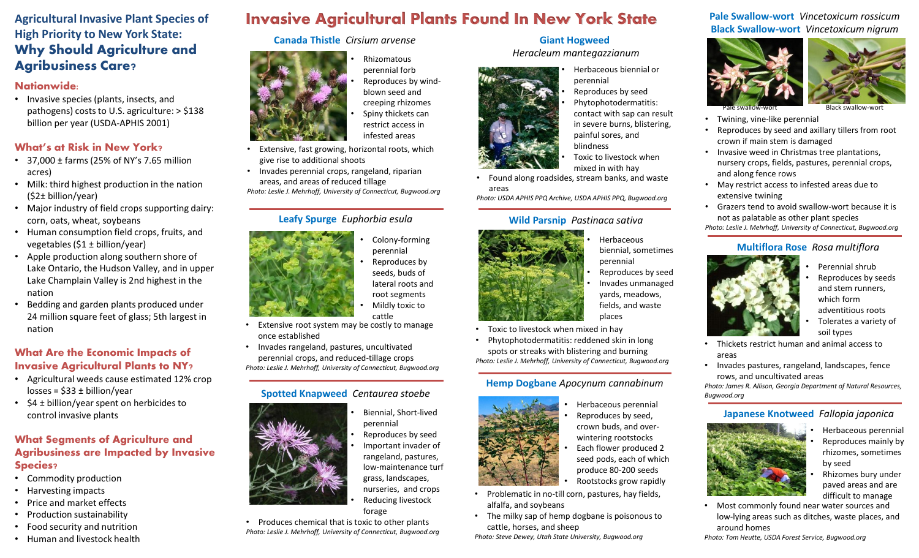## Agricultural Invasive Plant Species of High Priority to New York State: Why Should Agriculture and Agribusiness Care?

### Nationwide:

- Invasive species (plants, insects, and pathogens) costs to U.S. agriculture: > $138 billion per year (USDA-APHIS 2001)

### What's at Risk in New York?

- 37,000 ± farms (25% of NY's 7.65 million acres)
- Milk: third highest production in the nation ($2± billion/year)
- Major industry of field crops supporting dairy: corn, oats, wheat, soybeans
- Human consumption field crops, fruits, and vegetables ($1 ± billion/year)
- Apple production along southern shore of Lake Ontario, the Hudson Valley, and in upper Lake Champlain Valley is 2nd highest in the nation
- Bedding and garden plants produced under 24 million square feet of glass; 5th largest in nation

### What Are the Economic Impacts of Invasive Agricultural Plants to NY?

- Agricultural weeds cause estimated 12% crop losses = $33 ± billion/year
- $4 ± billion/year spent on herbicides to control invasive plants

### What Segments of Agriculture and Agribusiness are Impacted by Invasive Species?

- Commodity production
- Harvesting impacts
- Price and market effects
- Production sustainability
- Food security and nutrition
- Human and livestock health

# Invasive Agricultural Plants Found In New York State

### Canada Thistle *Cirsium arvense*

- Rhizomatous perennial forb
- Reproduces by wind-blown seed and creeping rhizomes
- Spiny thickets can restrict access in infested areas
- Extensive, fast growing, horizontal roots, which give rise to additional shoots
- Invades perennial crops, rangeland, riparian areas, and areas of reduced tillage

*Photo: Leslie J. Mehrhoff, University of Connecticut, Bugwood.org*

### Leafy Spurge *Euphorbia esula*

- Colony-forming perennial
- Reproduces by seeds, buds of lateral roots and root segments
- Mildly toxic to cattle
- Extensive root system may be costly to manage once established
- Invades rangeland, pastures, uncultivated perennial crops, and reduced-tillage crops

*Photo: Leslie J. Mehrhoff, University of Connecticut, Bugwood.org*

### Spotted Knapweed *Centaurea stoebe*

- Biennial, Short-lived perennial
- Reproduces by seed
- Important invader of rangeland, pastures, low-maintenance turf grass, landscapes, nurseries, and crops
- Reducing livestock forage
- Produces chemical that is toxic to other plants

*Photo: Leslie J. Mehrhoff, University of Connecticut, Bugwood.org*

### Giant Hogweed *Heracleum mantegazzianum*

- Herbaceous biennial or perennial
- Reproduces by seed
- Phytophotodermatitis: contact with sap can result in severe burns, blistering, painful sores, and blindness
- Toxic to livestock when mixed in with hay
- Found along roadsides, stream banks, and waste areas

*Photo: USDA APHIS PPQ Archive, USDA APHIS PPQ, Bugwood.org*

### Wild Parsnip *Pastinaca sativa*

- Herbaceous biennial, sometimes perennial
- Reproduces by seed
- Invades unmanaged yards, meadows, fields, and waste places
- Toxic to livestock when mixed in hay
- Phytophotodermatitis: reddened skin in long spots or streaks with blistering and burning

*Photo: Leslie J. Mehrhoff, University of Connecticut, Bugwood.org*

### Hemp Dogbane *Apocynum cannabinum*

- Herbaceous perennial
- Reproduces by seed, crown buds, and over-wintering rootstocks
- Each flower produced 2 seed pods, each of which produce 80-200 seeds
- Rootstocks grow rapidly
- Problematic in no-till corn, pastures, hay fields, alfalfa, and soybeans
- The milky sap of hemp dogbane is poisonous to cattle, horses, and sheep

*Photo: Steve Dewey, Utah State University, Bugwood.org*

### Pale Swallow-wort *Vincetoxicum rossicum*
### Black Swallow-wort *Vincetoxicum nigrum*

Pale swallow-wort

Black swallow-wort

- Twining, vine-like perennial
- Reproduces by seed and axillary tillers from root crown if main stem is damaged
- Invasive weed in Christmas tree plantations, nursery crops, fields, pastures, perennial crops, and along fence rows
- May restrict access to infested areas due to extensive twining
- Grazers tend to avoid swallow-wort because it is not as palatable as other plant species

*Photo: Leslie J. Mehrhoff, University of Connecticut, Bugwood.org*

### Multiflora Rose *Rosa multiflora*

- Perennial shrub
- Reproduces by seeds and stem runners, which form adventitious roots
- Tolerates a variety of soil types
- Thickets restrict human and animal access to areas
- Invades pastures, rangeland, landscapes, fence rows, and uncultivated areas

*Photo: James R. Allison, Georgia Department of Natural Resources, Bugwood.org*

### Japanese Knotweed *Fallopia japonica*

- Herbaceous perennial
- Reproduces mainly by rhizomes, sometimes by seed
- Rhizomes bury under paved areas and are difficult to manage
- Most commonly found near water sources and low-lying areas such as ditches, waste places, and around homes

*Photo: Tom Heutte, USDA Forest Service, Bugwood.org*